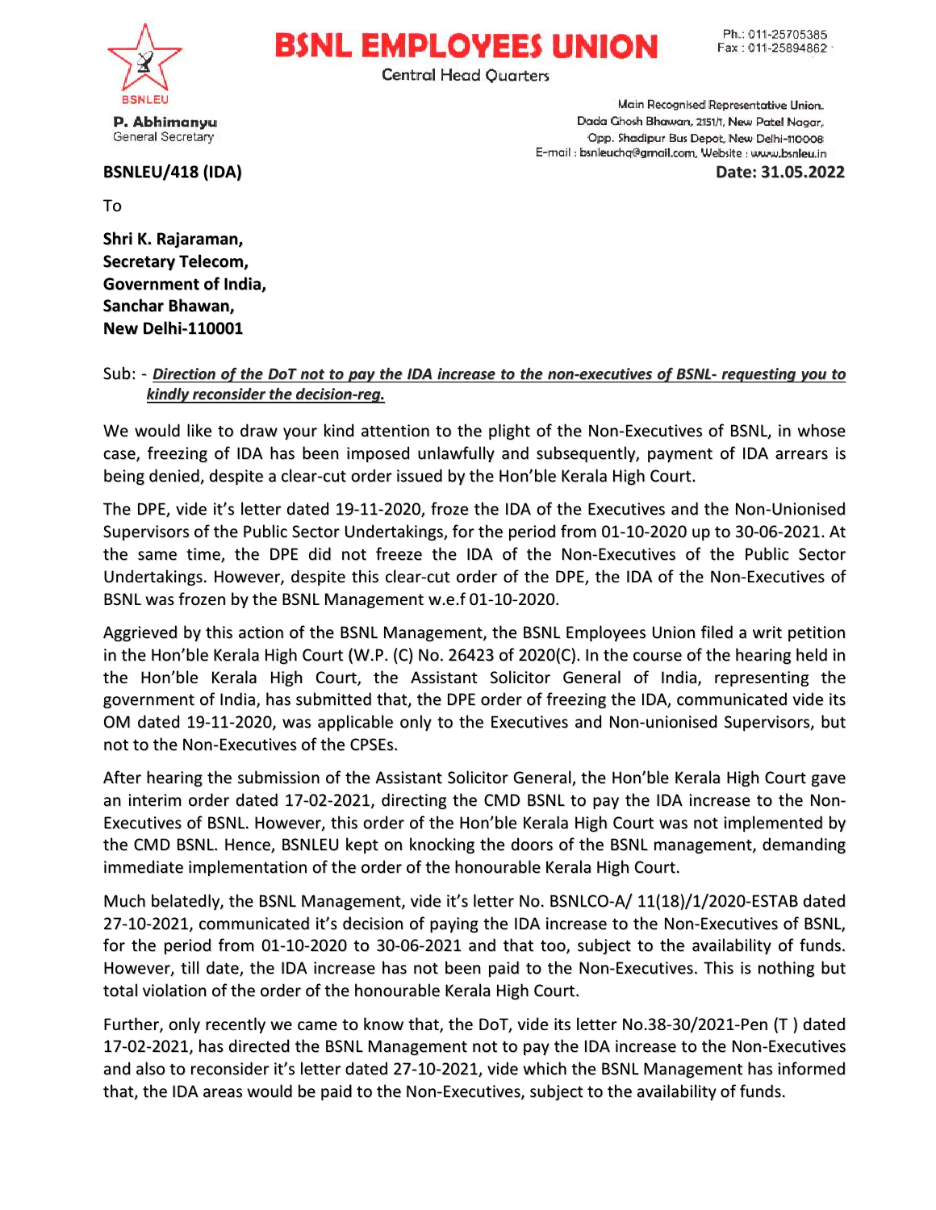BSNLEU

**P. Abhimanyu**
General Secretary

# BSNL EMPLOYEES UNION

Central Head Quarters

Ph.: 011-25705385
Fax : 011-25894862

Main Recognised Representative Union.
Dada Ghosh Bhawan, 2151/1, New Patel Nagar,
Opp. Shadipur Bus Depot, New Delhi-110008
E-mail : bsnleuchq@gmail.com, Website : www.bsnleu.in

**BSNLEU/418 (IDA)** **Date: 31.05.2022**

To

**Shri K. Rajaraman,**
**Secretary Telecom,**
**Government of India,**
**Sanchar Bhawan,**
**New Delhi-110001**

Sub: - ***Direction of the DoT not to pay the IDA increase to the non-executives of BSNL- requesting you to kindly reconsider the decision-reg.***

We would like to draw your kind attention to the plight of the Non-Executives of BSNL, in whose case, freezing of IDA has been imposed unlawfully and subsequently, payment of IDA arrears is being denied, despite a clear-cut order issued by the Hon'ble Kerala High Court.

The DPE, vide it's letter dated 19-11-2020, froze the IDA of the Executives and the Non-Unionised Supervisors of the Public Sector Undertakings, for the period from 01-10-2020 up to 30-06-2021. At the same time, the DPE did not freeze the IDA of the Non-Executives of the Public Sector Undertakings. However, despite this clear-cut order of the DPE, the IDA of the Non-Executives of BSNL was frozen by the BSNL Management w.e.f 01-10-2020.

Aggrieved by this action of the BSNL Management, the BSNL Employees Union filed a writ petition in the Hon'ble Kerala High Court (W.P. (C) No. 26423 of 2020(C). In the course of the hearing held in the Hon'ble Kerala High Court, the Assistant Solicitor General of India, representing the government of India, has submitted that, the DPE order of freezing the IDA, communicated vide its OM dated 19-11-2020, was applicable only to the Executives and Non-unionised Supervisors, but not to the Non-Executives of the CPSEs.

After hearing the submission of the Assistant Solicitor General, the Hon'ble Kerala High Court gave an interim order dated 17-02-2021, directing the CMD BSNL to pay the IDA increase to the Non-Executives of BSNL. However, this order of the Hon'ble Kerala High Court was not implemented by the CMD BSNL. Hence, BSNLEU kept on knocking the doors of the BSNL management, demanding immediate implementation of the order of the honourable Kerala High Court.

Much belatedly, the BSNL Management, vide it's letter No. BSNLCO-A/ 11(18)/1/2020-ESTAB dated 27-10-2021, communicated it's decision of paying the IDA increase to the Non-Executives of BSNL, for the period from 01-10-2020 to 30-06-2021 and that too, subject to the availability of funds. However, till date, the IDA increase has not been paid to the Non-Executives. This is nothing but total violation of the order of the honourable Kerala High Court.

Further, only recently we came to know that, the DoT, vide its letter No.38-30/2021-Pen (T ) dated 17-02-2021, has directed the BSNL Management not to pay the IDA increase to the Non-Executives and also to reconsider it's letter dated 27-10-2021, vide which the BSNL Management has informed that, the IDA areas would be paid to the Non-Executives, subject to the availability of funds.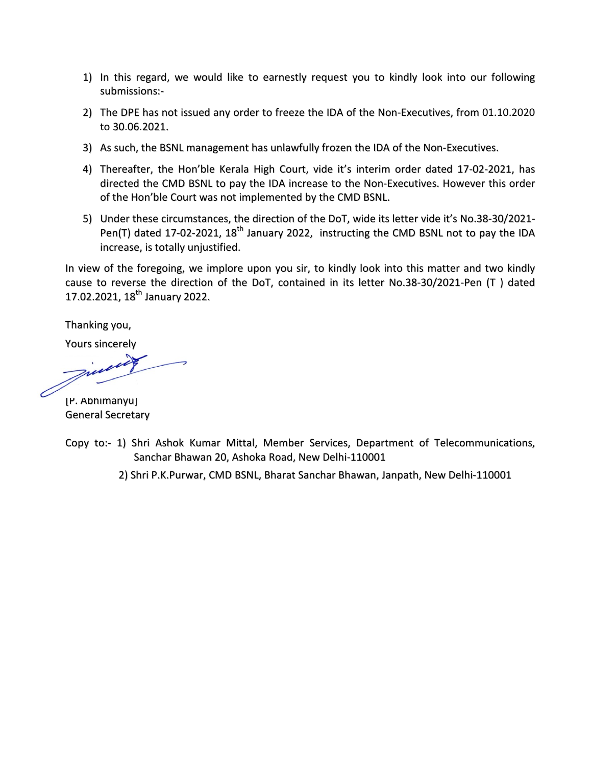1) In this regard, we would like to earnestly request you to kindly look into our following submissions:-
2) The DPE has not issued any order to freeze the IDA of the Non-Executives, from 01.10.2020 to 30.06.2021.
3) As such, the BSNL management has unlawfully frozen the IDA of the Non-Executives.
4) Thereafter, the Hon'ble Kerala High Court, vide it's interim order dated 17-02-2021, has directed the CMD BSNL to pay the IDA increase to the Non-Executives. However this order of the Hon'ble Court was not implemented by the CMD BSNL.
5) Under these circumstances, the direction of the DoT, wide its letter vide it's No.38-30/2021-Pen(T) dated 17-02-2021, 18th January 2022, instructing the CMD BSNL not to pay the IDA increase, is totally unjustified.

In view of the foregoing, we implore upon you sir, to kindly look into this matter and two kindly cause to reverse the direction of the DoT, contained in its letter No.38-30/2021-Pen (T ) dated 17.02.2021, 18th January 2022.

Thanking you,

Yours sincerely

[P. Abhimanyu]
General Secretary

Copy to:- 1) Shri Ashok Kumar Mittal, Member Services, Department of Telecommunications, Sanchar Bhawan 20, Ashoka Road, New Delhi-110001

2) Shri P.K.Purwar, CMD BSNL, Bharat Sanchar Bhawan, Janpath, New Delhi-110001